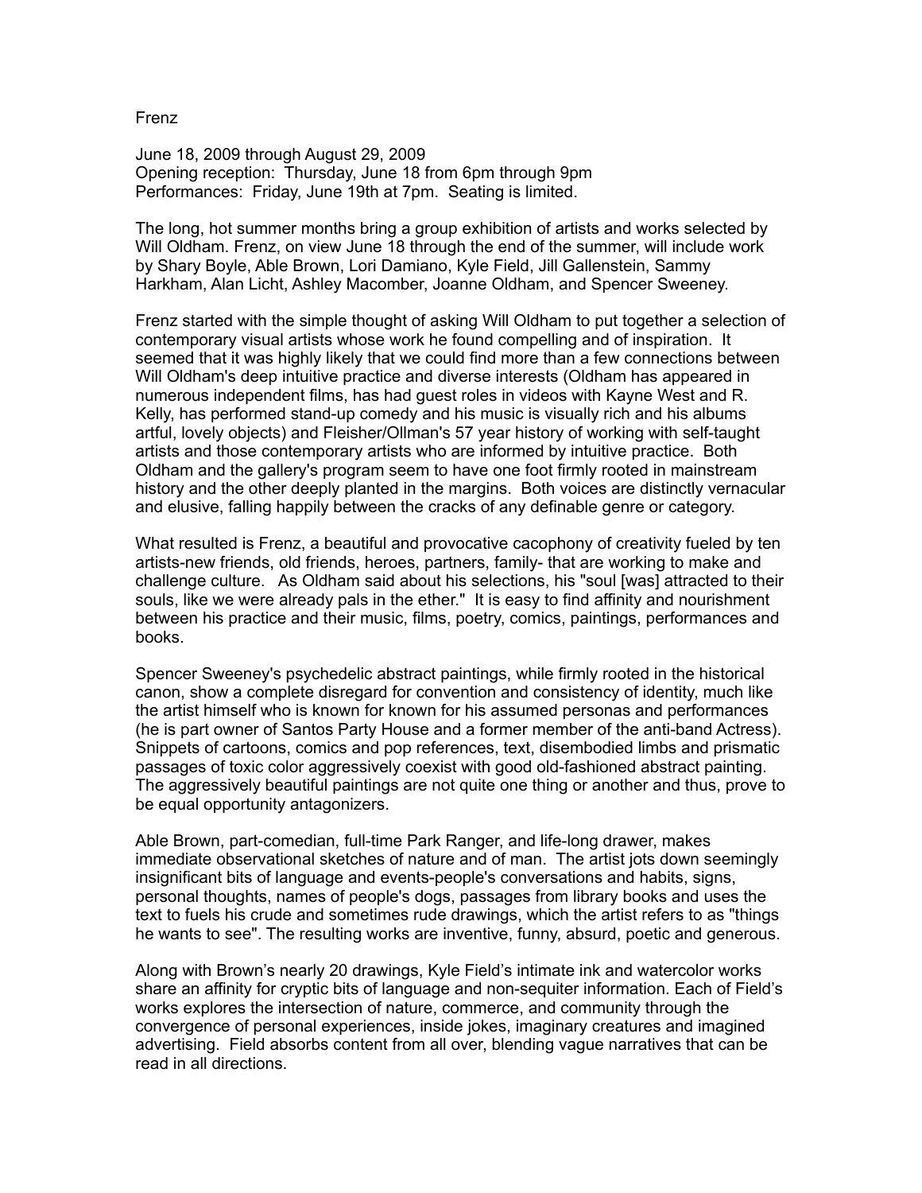Frenz

June 18, 2009 through August 29, 2009
Opening reception: Thursday, June 18 from 6pm through 9pm
Performances: Friday, June 19th at 7pm. Seating is limited.

The long, hot summer months bring a group exhibition of artists and works selected by Will Oldham. Frenz, on view June 18 through the end of the summer, will include work by Shary Boyle, Able Brown, Lori Damiano, Kyle Field, Jill Gallenstein, Sammy Harkham, Alan Licht, Ashley Macomber, Joanne Oldham, and Spencer Sweeney.

Frenz started with the simple thought of asking Will Oldham to put together a selection of contemporary visual artists whose work he found compelling and of inspiration. It seemed that it was highly likely that we could find more than a few connections between Will Oldham's deep intuitive practice and diverse interests (Oldham has appeared in numerous independent films, has had guest roles in videos with Kayne West and R. Kelly, has performed stand-up comedy and his music is visually rich and his albums artful, lovely objects) and Fleisher/Ollman's 57 year history of working with self-taught artists and those contemporary artists who are informed by intuitive practice. Both Oldham and the gallery's program seem to have one foot firmly rooted in mainstream history and the other deeply planted in the margins. Both voices are distinctly vernacular and elusive, falling happily between the cracks of any definable genre or category.

What resulted is Frenz, a beautiful and provocative cacophony of creativity fueled by ten artists-new friends, old friends, heroes, partners, family- that are working to make and challenge culture. As Oldham said about his selections, his "soul [was] attracted to their souls, like we were already pals in the ether." It is easy to find affinity and nourishment between his practice and their music, films, poetry, comics, paintings, performances and books.

Spencer Sweeney's psychedelic abstract paintings, while firmly rooted in the historical canon, show a complete disregard for convention and consistency of identity, much like the artist himself who is known for known for his assumed personas and performances (he is part owner of Santos Party House and a former member of the anti-band Actress). Snippets of cartoons, comics and pop references, text, disembodied limbs and prismatic passages of toxic color aggressively coexist with good old-fashioned abstract painting. The aggressively beautiful paintings are not quite one thing or another and thus, prove to be equal opportunity antagonizers.

Able Brown, part-comedian, full-time Park Ranger, and life-long drawer, makes immediate observational sketches of nature and of man. The artist jots down seemingly insignificant bits of language and events-people's conversations and habits, signs, personal thoughts, names of people's dogs, passages from library books and uses the text to fuels his crude and sometimes rude drawings, which the artist refers to as "things he wants to see". The resulting works are inventive, funny, absurd, poetic and generous.

Along with Brown's nearly 20 drawings, Kyle Field's intimate ink and watercolor works share an affinity for cryptic bits of language and non-sequiter information. Each of Field's works explores the intersection of nature, commerce, and community through the convergence of personal experiences, inside jokes, imaginary creatures and imagined advertising. Field absorbs content from all over, blending vague narratives that can be read in all directions.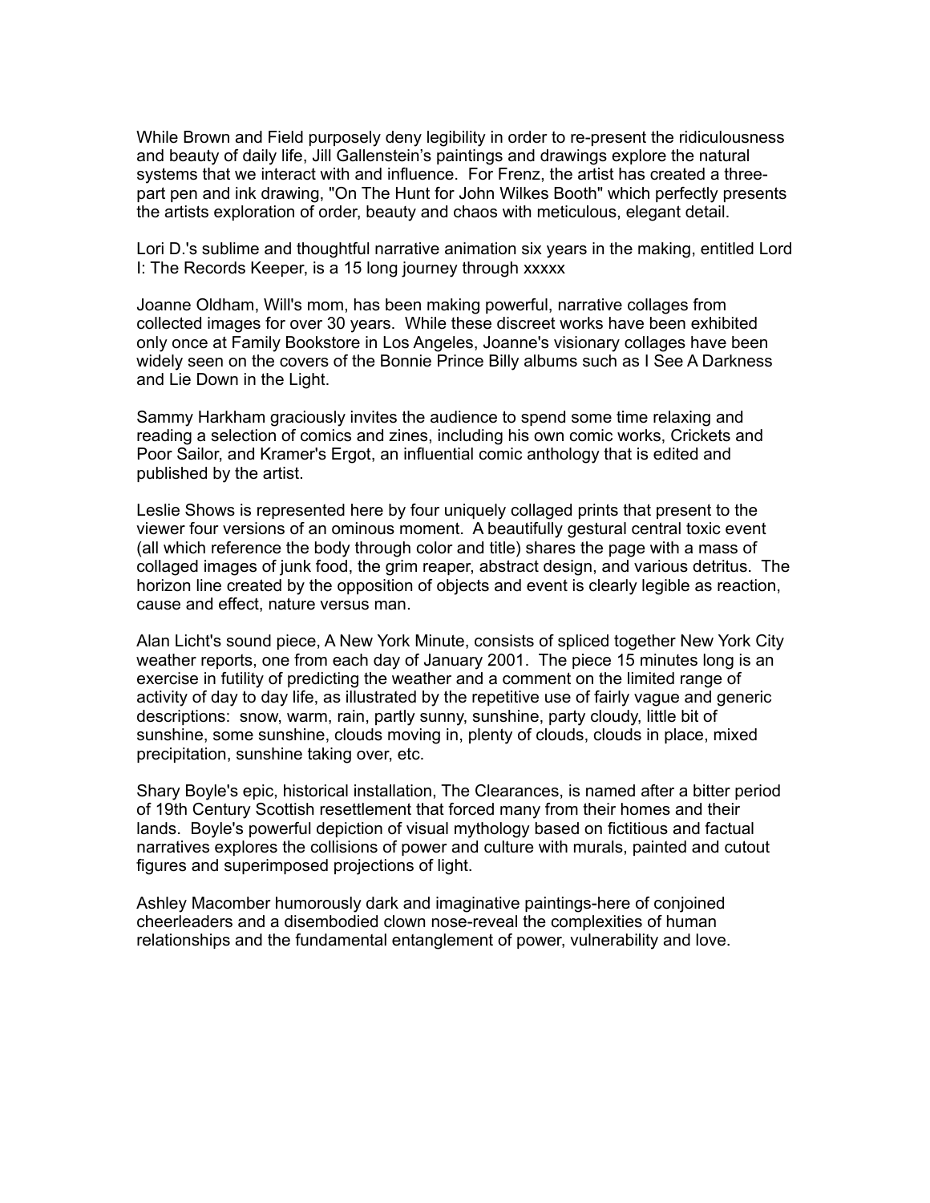While Brown and Field purposely deny legibility in order to re-present the ridiculousness and beauty of daily life, Jill Gallenstein's paintings and drawings explore the natural systems that we interact with and influence. For Frenz, the artist has created a three-part pen and ink drawing, "On The Hunt for John Wilkes Booth" which perfectly presents the artists exploration of order, beauty and chaos with meticulous, elegant detail.

Lori D.'s sublime and thoughtful narrative animation six years in the making, entitled Lord I: The Records Keeper, is a 15 long journey through xxxxx

Joanne Oldham, Will's mom, has been making powerful, narrative collages from collected images for over 30 years. While these discreet works have been exhibited only once at Family Bookstore in Los Angeles, Joanne's visionary collages have been widely seen on the covers of the Bonnie Prince Billy albums such as I See A Darkness and Lie Down in the Light.

Sammy Harkham graciously invites the audience to spend some time relaxing and reading a selection of comics and zines, including his own comic works, Crickets and Poor Sailor, and Kramer's Ergot, an influential comic anthology that is edited and published by the artist.

Leslie Shows is represented here by four uniquely collaged prints that present to the viewer four versions of an ominous moment. A beautifully gestural central toxic event (all which reference the body through color and title) shares the page with a mass of collaged images of junk food, the grim reaper, abstract design, and various detritus. The horizon line created by the opposition of objects and event is clearly legible as reaction, cause and effect, nature versus man.

Alan Licht's sound piece, A New York Minute, consists of spliced together New York City weather reports, one from each day of January 2001. The piece 15 minutes long is an exercise in futility of predicting the weather and a comment on the limited range of activity of day to day life, as illustrated by the repetitive use of fairly vague and generic descriptions: snow, warm, rain, partly sunny, sunshine, party cloudy, little bit of sunshine, some sunshine, clouds moving in, plenty of clouds, clouds in place, mixed precipitation, sunshine taking over, etc.

Shary Boyle's epic, historical installation, The Clearances, is named after a bitter period of 19th Century Scottish resettlement that forced many from their homes and their lands. Boyle's powerful depiction of visual mythology based on fictitious and factual narratives explores the collisions of power and culture with murals, painted and cutout figures and superimposed projections of light.

Ashley Macomber humorously dark and imaginative paintings-here of conjoined cheerleaders and a disembodied clown nose-reveal the complexities of human relationships and the fundamental entanglement of power, vulnerability and love.